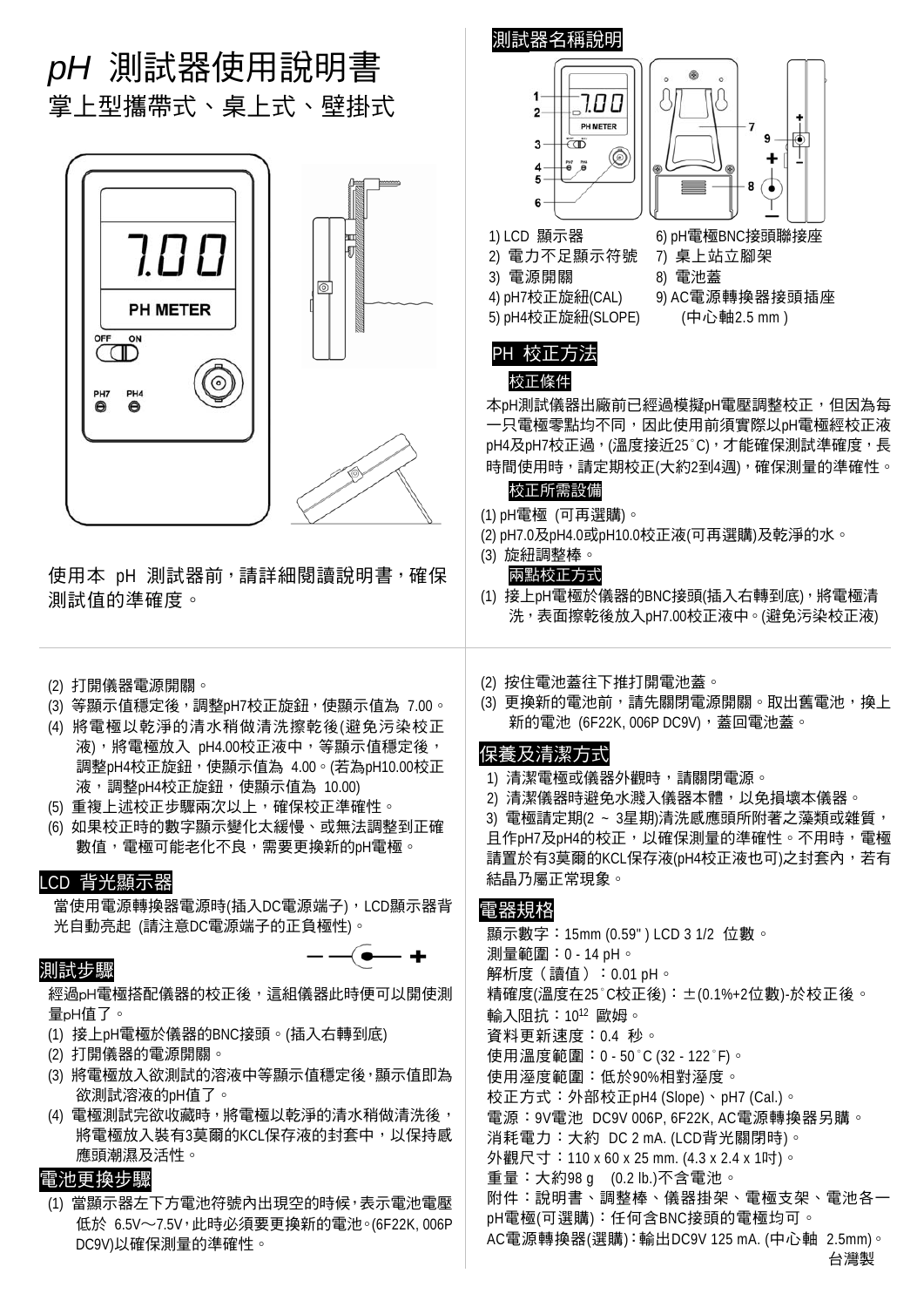# *pH* 測試器使用說明書

## 掌上型攜帶式、桌上式、壁掛式

使用本 pH 測試器前，請詳細閱讀說明書，確保測試值的準確度。

## 測試器名稱說明

1) LCD 顯示器
2) 電力不足顯示符號
3) 電源開關
4) pH7校正旋紐(CAL)
5) pH4校正旋紐(SLOPE)
6) pH電極BNC接頭聯接座
7) 桌上站立腳架
8) 電池蓋
9) AC電源轉換器接頭插座 (中心軸2.5 mm )

## PH 校正方法

### 校正條件

本pH測試儀器出廠前已經過模擬pH電壓調整校正，但因為每一只電極零點均不同，因此使用前須實際以pH電極經校正液pH4及pH7校正過，(溫度接近25˚C)，才能確保測試準確度，長時間使用時，請定期校正(大約2到4週)，確保測量的準確性。

### 校正所需設備

(1) pH電極 (可再選購)。
(2) pH7.0及pH4.0或pH10.0校正液(可再選購)及乾淨的水。
(3) 旋鈕調整棒。

### 兩點校正方式

(1) 接上pH電極於儀器的BNC接頭(插入右轉到底)，將電極清洗，表面擦乾後放入pH7.00校正液中。(避免污染校正液)
(2) 打開儀器電源開關。
(3) 等顯示值穩定後，調整pH7校正旋鈕，使顯示值為 7.00。
(4) 將電極以乾淨的清水稍做清洗擦乾後(避免污染校正液)，將電極放入 pH4.00校正液中，等顯示值穩定後，調整pH4校正旋鈕，使顯示值為 4.00。(若為pH10.00校正液，調整pH4校正旋鈕，使顯示值為 10.00)
(5) 重複上述校正步驟兩次以上，確保校正準確性。
(6) 如果校正時的數字顯示變化太緩慢、或無法調整到正確數值，電極可能老化不良，需要更換新的pH電極。

## LCD 背光顯示器

當使用電源轉換器電源時(插入DC電源端子)，LCD顯示器背光自動亮起 (請注意DC電源端子的正負極性)。

## 測試步驟

經過pH電極搭配儀器的校正後，這組儀器此時便可以開使測量pH值了。

(1) 接上pH電極於儀器的BNC接頭。(插入右轉到底)
(2) 打開儀器的電源開關。
(3) 將電極放入欲測試的溶液中等顯示值穩定後，顯示值即為欲測試溶液的pH值了。
(4) 電極測試完欲收藏時，將電極以乾淨的清水稍做清洗後，將電極放入裝有3莫爾的KCL保存液的封套中，以保持感應頭潮濕及活性。

## 電池更換步驟

(1) 當顯示器左下方電池符號內出現空的時候，表示電池電壓低於 6.5V～7.5V，此時必須要更換新的電池。(6F22K, 006P DC9V)以確保測量的準確性。
(2) 按住電池蓋往下推打開電池蓋。
(3) 更換新的電池前，請先關閉電源開關。取出舊電池，換上新的電池 (6F22K, 006P DC9V)，蓋回電池蓋。

## 保養及清潔方式

1) 清潔電極或儀器外觀時，請關閉電源。
2) 清潔儀器時避免水濺入儀器本體，以免損壞本儀器。
3) 電極請定期(2 ~ 3星期)清洗感應頭所附著之藻類或雜質，且作pH7及pH4的校正，以確保測量的準確性。不用時，電極請置於有3莫爾的KCL保存液(pH4校正液也可)之封套內，若有結晶乃屬正常現象。

## 電器規格

顯示數字：15mm (0.59" ) LCD 3 1/2 位數。
測量範圍：0 - 14 pH。
解析度（讀值）：0.01 pH。
精確度(溫度在25˚C校正後)：±(0.1%+2位數)-於校正後。
輸入阻抗：$10^{12}$ 歐姆。
資料更新速度：0.4 秒。
使用溫度範圍：0 - 50˚C (32 - 122˚F)。
使用溼度範圍：低於90%相對溼度。
校正方式：外部校正pH4 (Slope)、pH7 (Cal.)。
電源：9V電池 DC9V 006P, 6F22K, AC電源轉換器另購。
消耗電力：大約 DC 2 mA. (LCD背光關閉時)。
外觀尺寸：110 x 60 x 25 mm. (4.3 x 2.4 x 1吋)。
重量：大約98 g (0.2 lb.)不含電池。
附件：說明書、調整棒、儀器掛架、電極支架、電池各一
pH電極(可選購)：任何含BNC接頭的電極均可。
AC電源轉換器(選購)：輸出DC9V 125 mA. (中心軸 2.5mm)。

台灣製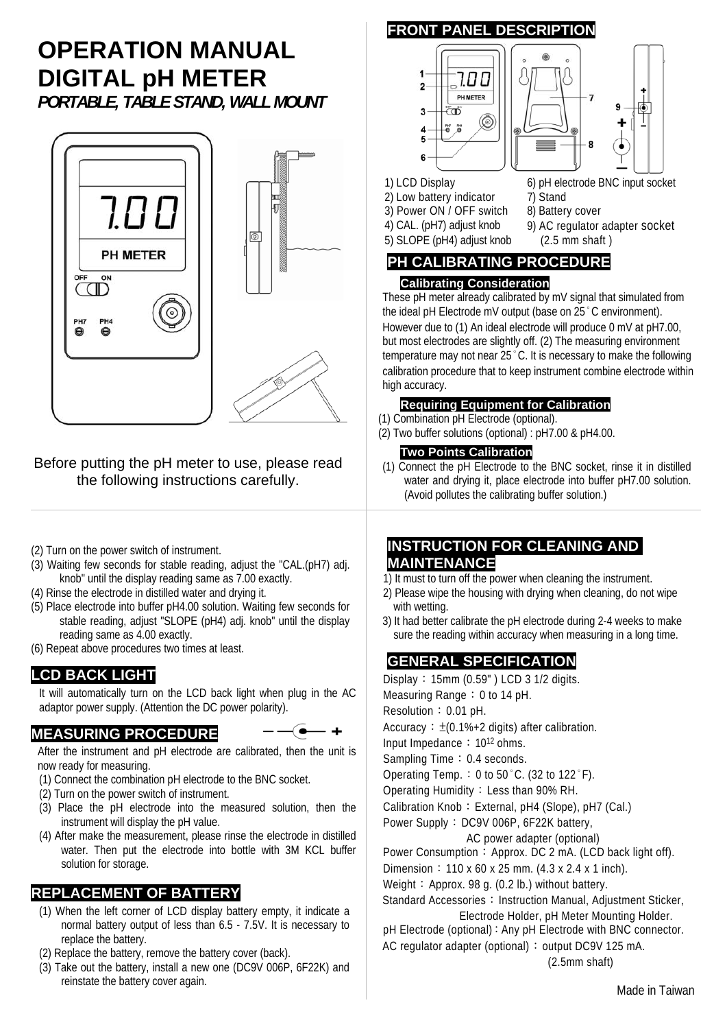# OPERATION MANUAL
# DIGITAL pH METER

***PORTABLE, TABLE STAND, WALL MOUNT***

7.00

PH METER

OFF ON

PH7 PH4

Before putting the pH meter to use, please read the following instructions carefully.

## FRONT PANEL DESCRIPTION

1) LCD Display
2) Low battery indicator
3) Power ON / OFF switch
4) CAL. (pH7) adjust knob
5) SLOPE (pH4) adjust knob
6) pH electrode BNC input socket
7) Stand
8) Battery cover
9) AC regulator adapter socket (2.5 mm shaft )

## PH CALIBRATING PROCEDURE

### Calibrating Consideration

These pH meter already calibrated by mV signal that simulated from the ideal pH Electrode mV output (base on 25 °C environment). However due to (1) An ideal electrode will produce 0 mV at pH7.00, but most electrodes are slightly off. (2) The measuring environment temperature may not near 25 °C. It is necessary to make the following calibration procedure that to keep instrument combine electrode within high accuracy.

### Requiring Equipment for Calibration

(1) Combination pH Electrode (optional).
(2) Two buffer solutions (optional) : pH7.00 & pH4.00.

### Two Points Calibration

(1) Connect the pH Electrode to the BNC socket, rinse it in distilled water and drying it, place electrode into buffer pH7.00 solution. (Avoid pollutes the calibrating buffer solution.)
(2) Turn on the power switch of instrument.
(3) Waiting few seconds for stable reading, adjust the "CAL.(pH7) adj. knob" until the display reading same as 7.00 exactly.
(4) Rinse the electrode in distilled water and drying it.
(5) Place electrode into buffer pH4.00 solution. Waiting few seconds for stable reading, adjust "SLOPE (pH4) adj. knob" until the display reading same as 4.00 exactly.
(6) Repeat above procedures two times at least.

## LCD BACK LIGHT

It will automatically turn on the LCD back light when plug in the AC adaptor power supply. (Attention the DC power polarity).

## MEASURING PROCEDURE

After the instrument and pH electrode are calibrated, then the unit is now ready for measuring.

(1) Connect the combination pH electrode to the BNC socket.
(2) Turn on the power switch of instrument.
(3) Place the pH electrode into the measured solution, then the instrument will display the pH value.
(4) After make the measurement, please rinse the electrode in distilled water. Then put the electrode into bottle with 3M KCL buffer solution for storage.

## REPLACEMENT OF BATTERY

(1) When the left corner of LCD display battery empty, it indicate a normal battery output of less than 6.5 - 7.5V. It is necessary to replace the battery.
(2) Replace the battery, remove the battery cover (back).
(3) Take out the battery, install a new one (DC9V 006P, 6F22K) and reinstate the battery cover again.

## INSTRUCTION FOR CLEANING AND MAINTENANCE

1) It must to turn off the power when cleaning the instrument.
2) Please wipe the housing with drying when cleaning, do not wipe with wetting.
3) It had better calibrate the pH electrode during 2-4 weeks to make sure the reading within accuracy when measuring in a long time.

## GENERAL SPECIFICATION

Display：15mm (0.59" ) LCD 3 1/2 digits.
Measuring Range：0 to 14 pH.
Resolution：0.01 pH.
Accuracy：±(0.1%+2 digits) after calibration.
Input Impedance：$10^{12}$ ohms.
Sampling Time：0.4 seconds.
Operating Temp.：0 to 50 °C. (32 to 122 °F).
Operating Humidity：Less than 90% RH.
Calibration Knob：External, pH4 (Slope), pH7 (Cal.)
Power Supply：DC9V 006P, 6F22K battery, AC power adapter (optional)
Power Consumption：Approx. DC 2 mA. (LCD back light off).
Dimension：110 x 60 x 25 mm. (4.3 x 2.4 x 1 inch).
Weight：Approx. 98 g. (0.2 lb.) without battery.
Standard Accessories：Instruction Manual, Adjustment Sticker, Electrode Holder, pH Meter Mounting Holder.
pH Electrode (optional)：Any pH Electrode with BNC connector.
AC regulator adapter (optional)：output DC9V 125 mA. (2.5mm shaft)

Made in Taiwan